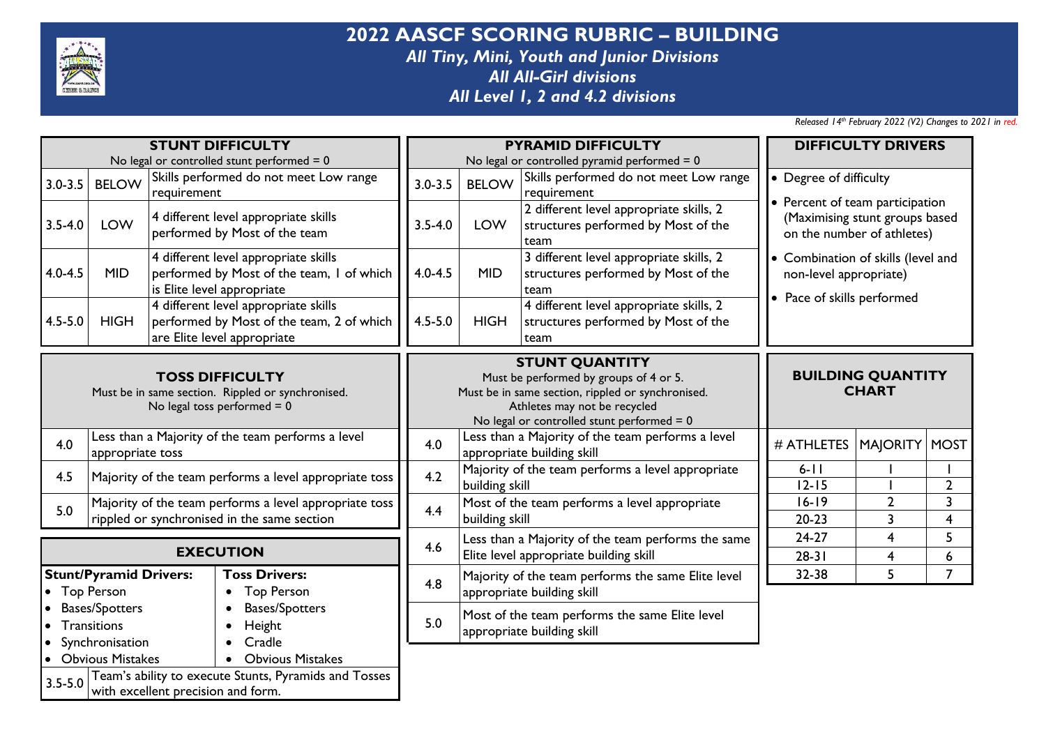# 2022 AASCF SCORING RUBRIC – BUILDING

*All Tiny, Mini, Youth and Junior Divisions*
*All All-Girl divisions*
*All Level 1, 2 and 4.2 divisions*

*Released 14th February 2022 (V2) Changes to 2021 in red.*

## STUNT DIFFICULTY

No legal or controlled stunt performed = 0

| | | |
|---|---|---|
| 3.0-3.5 | BELOW | Skills performed do not meet Low range requirement |
| 3.5-4.0 | LOW | 4 different level appropriate skills performed by Most of the team |
| 4.0-4.5 | MID | 4 different level appropriate skills performed by Most of the team, 1 of which is Elite level appropriate |
| 4.5-5.0 | HIGH | 4 different level appropriate skills performed by Most of the team, 2 of which are Elite level appropriate |

## TOSS DIFFICULTY

Must be in same section. Rippled or synchronised.
No legal toss performed = 0

| | |
|---|---|
| 4.0 | Less than a Majority of the team performs a level appropriate toss |
| 4.5 | Majority of the team performs a level appropriate toss |
| 5.0 | Majority of the team performs a level appropriate toss rippled or synchronised in the same section |

## EXECUTION

| Stunt/Pyramid Drivers: | Toss Drivers: |
|---|---|
| • Top Person | • Top Person |
| • Bases/Spotters | • Bases/Spotters |
| • Transitions | • Height |
| • Synchronisation | • Cradle |
| • Obvious Mistakes | • Obvious Mistakes |

| | |
|---|---|
| 3.5-5.0 | Team's ability to execute Stunts, Pyramids and Tosses with excellent precision and form. |

## PYRAMID DIFFICULTY

No legal or controlled pyramid performed = 0

| | | |
|---|---|---|
| 3.0-3.5 | BELOW | Skills performed do not meet Low range requirement |
| 3.5-4.0 | LOW | 2 different level appropriate skills, 2 structures performed by Most of the team |
| 4.0-4.5 | MID | 3 different level appropriate skills, 2 structures performed by Most of the team |
| 4.5-5.0 | HIGH | 4 different level appropriate skills, 2 structures performed by Most of the team |

## STUNT QUANTITY

Must be performed by groups of 4 or 5.
Must be in same section, rippled or synchronised.
Athletes may not be recycled
No legal or controlled stunt performed = 0

| | |
|---|---|
| 4.0 | Less than a Majority of the team performs a level appropriate building skill |
| 4.2 | Majority of the team performs a level appropriate building skill |
| 4.4 | Most of the team performs a level appropriate building skill |
| 4.6 | Less than a Majority of the team performs the same Elite level appropriate building skill |
| 4.8 | Majority of the team performs the same Elite level appropriate building skill |
| 5.0 | Most of the team performs the same Elite level appropriate building skill |

## DIFFICULTY DRIVERS

- Degree of difficulty
- Percent of team participation (Maximising stunt groups based on the number of athletes)
- Combination of skills (level and non-level appropriate)
- Pace of skills performed

## BUILDING QUANTITY CHART

| # ATHLETES | MAJORITY | MOST |
|---|---|---|
| 6-11 | 1 | 1 |
| 12-15 | 1 | 2 |
| 16-19 | 2 | 3 |
| 20-23 | 3 | 4 |
| 24-27 | 4 | 5 |
| 28-31 | 4 | 6 |
| 32-38 | 5 | 7 |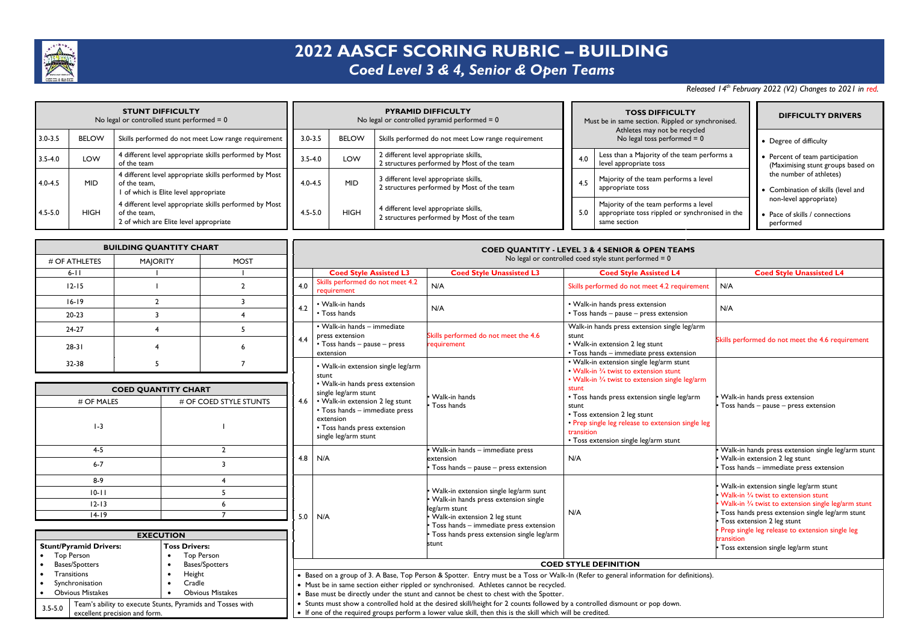# 2022 AASCF SCORING RUBRIC – BUILDING

## *Coed Level 3 & 4, Senior & Open Teams*

*Released 14th February 2022 (V2) Changes to 2021 in red.*

| **STUNT DIFFICULTY** No legal or controlled stunt performed = 0 | | |
|---|---|---|
| 3.0-3.5 | BELOW | Skills performed do not meet Low range requirement |
| 3.5-4.0 | LOW | 4 different level appropriate skills performed by Most of the team |
| 4.0-4.5 | MID | 4 different level appropriate skills performed by Most of the team, 1 of which is Elite level appropriate |
| 4.5-5.0 | HIGH | 4 different level appropriate skills performed by Most of the team, 2 of which are Elite level appropriate |

| **PYRAMID DIFFICULTY** No legal or controlled pyramid performed = 0 | | |
|---|---|---|
| 3.0-3.5 | BELOW | Skills performed do not meet Low range requirement |
| 3.5-4.0 | LOW | 2 different level appropriate skills, 2 structures performed by Most of the team |
| 4.0-4.5 | MID | 3 different level appropriate skills, 2 structures performed by Most of the team |
| 4.5-5.0 | HIGH | 4 different level appropriate skills, 2 structures performed by Most of the team |

| **TOSS DIFFICULTY** Must be in same section. Rippled or synchronised. Athletes may not be recycled. No legal toss performed = 0 | |
|---|---|
| 4.0 | Less than a Majority of the team performs a level appropriate toss |
| 4.5 | Majority of the team performs a level appropriate toss |
| 5.0 | Majority of the team performs a level appropriate toss rippled or synchronised in the same section |

**DIFFICULTY DRIVERS**

- Degree of difficulty
- Percent of team participation (Maximising stunt groups based on the number of athletes)
- Combination of skills (level and non-level appropriate)
- Pace of skills / connections performed

| **BUILDING QUANTITY CHART** | | |
|---|---|---|
| # OF ATHLETES | MAJORITY | MOST |
| 6-11 | 1 | 1 |
| 12-15 | 1 | 2 |
| 16-19 | 2 | 3 |
| 20-23 | 3 | 4 |
| 24-27 | 4 | 5 |
| 28-31 | 4 | 6 |
| 32-38 | 5 | 7 |

| **COED QUANTITY CHART** | |
|---|---|
| # OF MALES | # OF COED STYLE STUNTS |
| 1-3 | 1 |
| 4-5 | 2 |
| 6-7 | 3 |
| 8-9 | 4 |
| 10-11 | 5 |
| 12-13 | 6 |
| 14-19 | 7 |

**EXECUTION**

| **Stunt/Pyramid Drivers:** | **Toss Drivers:** |
|---|---|
| • Top Person<br>• Bases/Spotters<br>• Transitions<br>• Synchronisation<br>• Obvious Mistakes | • Top Person<br>• Bases/Spotters<br>• Height<br>• Cradle<br>• Obvious Mistakes |

| | |
|---|---|
| 3.5-5.0 | Team's ability to execute Stunts, Pyramids and Tosses with excellent precision and form. |

**COED QUANTITY - LEVEL 3 & 4 SENIOR & OPEN TEAMS**
No legal or controlled coed style stunt performed = 0

| | Coed Style Assisted L3 | Coed Style Unassisted L3 | Coed Style Assisted L4 | Coed Style Unassisted L4 |
|---|---|---|---|---|
| 4.0 | Skills performed do not meet 4.2 requirement | N/A | Skills performed do not meet 4.2 requirement | N/A |
| 4.2 | • Walk-in hands<br>• Toss hands | N/A | • Walk-in hands press extension<br>• Toss hands – pause – press extension | N/A |
| 4.4 | • Walk-in hands – immediate press extension<br>• Toss hands – pause – press extension | Skills performed do not meet the 4.6 requirement | Walk-in hands press extension single leg/arm stunt<br>• Walk-in extension 2 leg stunt<br>• Toss hands – immediate press extension | Skills performed do not meet the 4.6 requirement |
| 4.6 | • Walk-in extension single leg/arm stunt<br>• Walk-in hands press extension single leg/arm stunt<br>• Walk-in extension 2 leg stunt<br>• Toss hands – immediate press extension<br>• Toss hands press extension single leg/arm stunt | • Walk-in hands<br>• Toss hands | • Walk-in extension single leg/arm stunt<br>• Walk-in ¾ twist to extension stunt<br>• Walk-in ¾ twist to extension single leg/arm stunt<br>• Toss hands press extension single leg/arm stunt<br>• Toss extension 2 leg stunt<br>• Prep single leg release to extension single leg transition<br>• Toss extension single leg/arm stunt | • Walk-in hands press extension<br>• Toss hands – pause – press extension |
| 4.8 | N/A | • Walk-in hands – immediate press extension<br>• Toss hands – pause – press extension | N/A | • Walk-in hands press extension single leg/arm stunt<br>• Walk-in extension 2 leg stunt<br>• Toss hands – immediate press extension |
| 5.0 | N/A | • Walk-in extension single leg/arm sunt<br>• Walk-in hands press extension single leg/arm stunt<br>• Walk-in extension 2 leg stunt<br>• Toss hands – immediate press extension<br>• Toss hands press extension single leg/arm stunt | N/A | • Walk-in extension single leg/arm stunt<br>• Walk-in ¾ twist to extension stunt<br>• Walk-in ¾ twist to extension single leg/arm stunt<br>• Toss hands press extension single leg/arm stunt<br>• Toss extension 2 leg stunt<br>• Prep single leg release to extension single leg transition<br>• Toss extension single leg/arm stunt |

**COED STYLE DEFINITION**

- Based on a group of 3. A Base, Top Person & Spotter. Entry must be a Toss or Walk-In (Refer to general information for definitions).
- Must be in same section either rippled or synchronised. Athletes cannot be recycled.
- Base must be directly under the stunt and cannot be chest to chest with the Spotter.
- Stunts must show a controlled hold at the desired skill/height for 2 counts followed by a controlled dismount or pop down.
- If one of the required groups perform a lower value skill, then this is the skill which will be credited.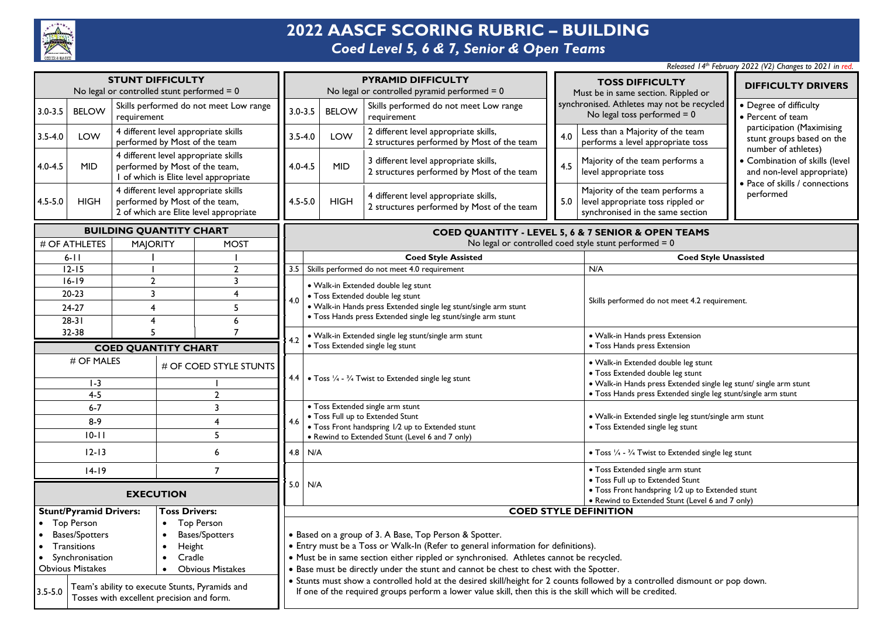# 2022 AASCF SCORING RUBRIC – BUILDING

## *Coed Level 5, 6 & 7, Senior & Open Teams*

*Released 14th February 2022 (V2) Changes to 2021 in red.*

### STUNT DIFFICULTY

No legal or controlled stunt performed = 0

| | | |
|---|---|---|
| 3.0-3.5 | BELOW | Skills performed do not meet Low range requirement |
| 3.5-4.0 | LOW | 4 different level appropriate skills performed by Most of the team |
| 4.0-4.5 | MID | 4 different level appropriate skills performed by Most of the team, 1 of which is Elite level appropriate |
| 4.5-5.0 | HIGH | 4 different level appropriate skills performed by Most of the team, 2 of which are Elite level appropriate |

### PYRAMID DIFFICULTY

No legal or controlled pyramid performed = 0

| | | |
|---|---|---|
| 3.0-3.5 | BELOW | Skills performed do not meet Low range requirement |
| 3.5-4.0 | LOW | 2 different level appropriate skills, 2 structures performed by Most of the team |
| 4.0-4.5 | MID | 3 different level appropriate skills, 2 structures performed by Most of the team |
| 4.5-5.0 | HIGH | 4 different level appropriate skills, 2 structures performed by Most of the team |

### TOSS DIFFICULTY

Must be in same section. Rippled or synchronised. Athletes may not be recycled
No legal toss performed = 0

| | |
|---|---|
| 4.0 | Less than a Majority of the team performs a level appropriate toss |
| 4.5 | Majority of the team performs a level appropriate toss |
| 5.0 | Majority of the team performs a level appropriate toss rippled or synchronised in the same section |

### DIFFICULTY DRIVERS

- Degree of difficulty
- Percent of team participation (Maximising stunt groups based on the number of athletes)
- Combination of skills (level and non-level appropriate)
- Pace of skills / connections performed

### BUILDING QUANTITY CHART

| # OF ATHLETES | MAJORITY | MOST |
|---|---|---|
| 6-11 | 1 | 1 |
| 12-15 | 1 | 2 |
| 16-19 | 2 | 3 |
| 20-23 | 3 | 4 |
| 24-27 | 4 | 5 |
| 28-31 | 4 | 6 |
| 32-38 | 5 | 7 |

### COED QUANTITY CHART

| # OF MALES | # OF COED STYLE STUNTS |
|---|---|
| 1-3 | 1 |
| 4-5 | 2 |
| 6-7 | 3 |
| 8-9 | 4 |
| 10-11 | 5 |
| 12-13 | 6 |
| 14-19 | 7 |

### COED QUANTITY - LEVEL 5, 6 & 7 SENIOR & OPEN TEAMS

No legal or controlled coed style stunt performed = 0

| | Coed Style Assisted | Coed Style Unassisted |
|---|---|---|
| 3.5 | Skills performed do not meet 4.0 requirement | N/A |
| 4.0 | • Walk-in Extended double leg stunt<br>• Toss Extended double leg stunt<br>• Walk-in Hands press Extended single leg stunt/single arm stunt<br>• Toss Hands press Extended single leg stunt/single arm stunt | Skills performed do not meet 4.2 requirement. |
| 4.2 | • Walk-in Extended single leg stunt/single arm stunt<br>• Toss Extended single leg stunt | • Walk-in Hands press Extension<br>• Toss Hands press Extension |
| 4.4 | • Toss ¼ - ¾ Twist to Extended single leg stunt | • Walk-in Extended double leg stunt<br>• Toss Extended double leg stunt<br>• Walk-in Hands press Extended single leg stunt/ single arm stunt<br>• Toss Hands press Extended single leg stunt/single arm stunt |
| 4.6 | • Toss Extended single arm stunt<br>• Toss Full up to Extended Stunt<br>• Toss Front handspring 1/2 up to Extended stunt<br>• Rewind to Extended Stunt (Level 6 and 7 only) | • Walk-in Extended single leg stunt/single arm stunt<br>• Toss Extended single leg stunt |
| 4.8 | N/A | • Toss ¼ - ¾ Twist to Extended single leg stunt |
| 5.0 | N/A | • Toss Extended single arm stunt<br>• Toss Full up to Extended Stunt<br>• Toss Front handspring 1/2 up to Extended stunt<br>• Rewind to Extended Stunt (Level 6 and 7 only) |

### EXECUTION

**Stunt/Pyramid Drivers:**
- Top Person
- Bases/Spotters
- Transitions
- Synchronisation

Obvious Mistakes

**Toss Drivers:**
- Top Person
- Bases/Spotters
- Height
- Cradle
- Obvious Mistakes

| | |
|---|---|
| 3.5-5.0 | Team's ability to execute Stunts, Pyramids and Tosses with excellent precision and form. |

### COED STYLE DEFINITION

- Based on a group of 3. A Base, Top Person & Spotter.
- Entry must be a Toss or Walk-In (Refer to general information for definitions).
- Must be in same section either rippled or synchronised. Athletes cannot be recycled.
- Base must be directly under the stunt and cannot be chest to chest with the Spotter.
- Stunts must show a controlled hold at the desired skill/height for 2 counts followed by a controlled dismount or pop down. If one of the required groups perform a lower value skill, then this is the skill which will be credited.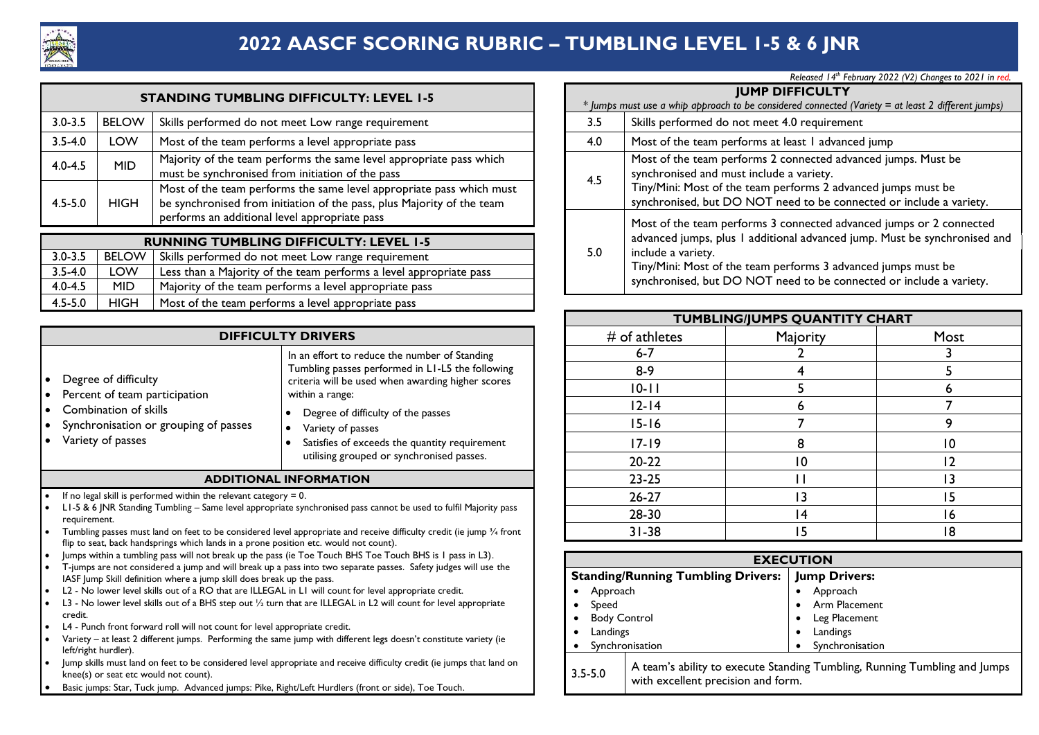# 2022 AASCF SCORING RUBRIC – TUMBLING LEVEL 1-5 & 6 JNR

*Released 14th February 2022 (V2) Changes to 2021 in red.*

| STANDING TUMBLING DIFFICULTY: LEVEL 1-5 | | |
|---|---|---|
| 3.0-3.5 | BELOW | Skills performed do not meet Low range requirement |
| 3.5-4.0 | LOW | Most of the team performs a level appropriate pass |
| 4.0-4.5 | MID | Majority of the team performs the same level appropriate pass which must be synchronised from initiation of the pass |
| 4.5-5.0 | HIGH | Most of the team performs the same level appropriate pass which must be synchronised from initiation of the pass, plus Majority of the team performs an additional level appropriate pass |

| RUNNING TUMBLING DIFFICULTY: LEVEL 1-5 | | |
|---|---|---|
| 3.0-3.5 | BELOW | Skills performed do not meet Low range requirement |
| 3.5-4.0 | LOW | Less than a Majority of the team performs a level appropriate pass |
| 4.0-4.5 | MID | Majority of the team performs a level appropriate pass |
| 4.5-5.0 | HIGH | Most of the team performs a level appropriate pass |

## DIFFICULTY DRIVERS

- Degree of difficulty
- Percent of team participation
- Combination of skills
- Synchronisation or grouping of passes
- Variety of passes

In an effort to reduce the number of Standing Tumbling passes performed in L1-L5 the following criteria will be used when awarding higher scores within a range:

- Degree of difficulty of the passes
- Variety of passes
- Satisfies of exceeds the quantity requirement utilising grouped or synchronised passes.

## ADDITIONAL INFORMATION

- If no legal skill is performed within the relevant category = 0.
- L1-5 & 6 JNR Standing Tumbling – Same level appropriate synchronised pass cannot be used to fulfil Majority pass requirement.
- Tumbling passes must land on feet to be considered level appropriate and receive difficulty credit (ie jump ¾ front flip to seat, back handsprings which lands in a prone position etc. would not count).
- Jumps within a tumbling pass will not break up the pass (ie Toe Touch BHS Toe Touch BHS is 1 pass in L3).
- T-jumps are not considered a jump and will break up a pass into two separate passes. Safety judges will use the IASF Jump Skill definition where a jump skill does break up the pass.
- L2 - No lower level skills out of a RO that are ILLEGAL in L1 will count for level appropriate credit.
- L3 - No lower level skills out of a BHS step out ½ turn that are ILLEGAL in L2 will count for level appropriate credit.
- L4 - Punch front forward roll will not count for level appropriate credit.
- Variety – at least 2 different jumps. Performing the same jump with different legs doesn't constitute variety (ie left/right hurdler).
- Jump skills must land on feet to be considered level appropriate and receive difficulty credit (ie jumps that land on knee(s) or seat etc would not count).
- Basic jumps: Star, Tuck jump. Advanced jumps: Pike, Right/Left Hurdlers (front or side), Toe Touch.

## JUMP DIFFICULTY

*\* Jumps must use a whip approach to be considered connected (Variety = at least 2 different jumps)*

| Score | Requirement |
|---|---|
| 3.5 | Skills performed do not meet 4.0 requirement |
| 4.0 | Most of the team performs at least 1 advanced jump |
| 4.5 | Most of the team performs 2 connected advanced jumps. Must be synchronised and must include a variety.<br>Tiny/Mini: Most of the team performs 2 advanced jumps must be synchronised, but DO NOT need to be connected or include a variety. |
| 5.0 | Most of the team performs 3 connected advanced jumps or 2 connected advanced jumps, plus 1 additional advanced jump. Must be synchronised and include a variety.<br>Tiny/Mini: Most of the team performs 3 advanced jumps must be synchronised, but DO NOT need to be connected or include a variety. |

| TUMBLING/JUMPS QUANTITY CHART | | |
|---|---|---|
| # of athletes | Majority | Most |
| 6-7 | 2 | 3 |
| 8-9 | 4 | 5 |
| 10-11 | 5 | 6 |
| 12-14 | 6 | 7 |
| 15-16 | 7 | 9 |
| 17-19 | 8 | 10 |
| 20-22 | 10 | 12 |
| 23-25 | 11 | 13 |
| 26-27 | 13 | 15 |
| 28-30 | 14 | 16 |
| 31-38 | 15 | 18 |

## EXECUTION

**Standing/Running Tumbling Drivers:**
- Approach
- Speed
- Body Control
- Landings
- Synchronisation

**Jump Drivers:**
- Approach
- Arm Placement
- Leg Placement
- Landings
- Synchronisation

| 3.5-5.0 | A team's ability to execute Standing Tumbling, Running Tumbling and Jumps with excellent precision and form. |
|---|---|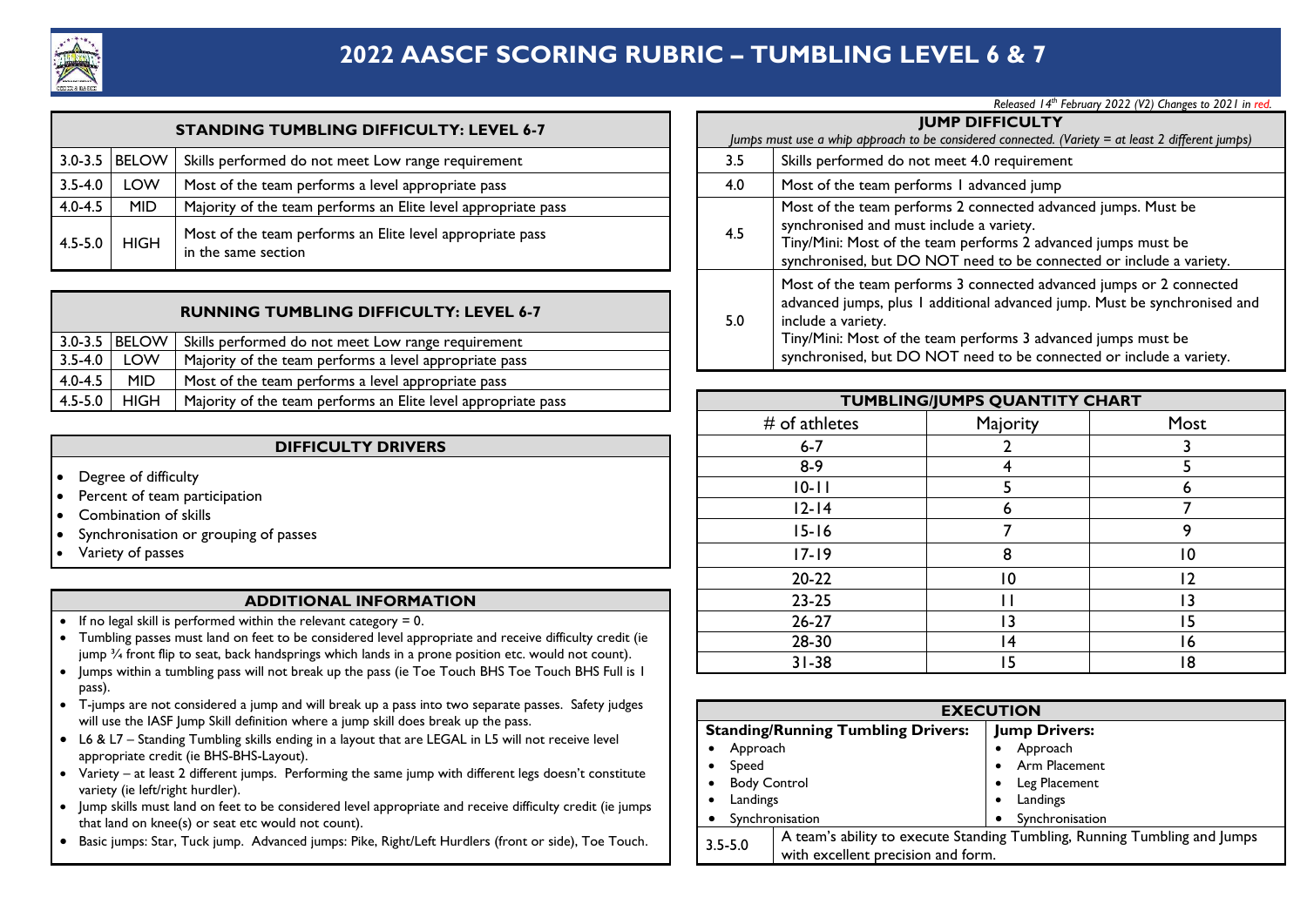# 2022 AASCF SCORING RUBRIC – TUMBLING LEVEL 6 & 7

*Released 14th February 2022 (V2) Changes to 2021 in red.*

| STANDING TUMBLING DIFFICULTY: LEVEL 6-7 | | |
|---|---|---|
| 3.0-3.5 | BELOW | Skills performed do not meet Low range requirement |
| 3.5-4.0 | LOW | Most of the team performs a level appropriate pass |
| 4.0-4.5 | MID | Majority of the team performs an Elite level appropriate pass |
| 4.5-5.0 | HIGH | Most of the team performs an Elite level appropriate pass in the same section |

| RUNNING TUMBLING DIFFICULTY: LEVEL 6-7 | | |
|---|---|---|
| 3.0-3.5 | BELOW | Skills performed do not meet Low range requirement |
| 3.5-4.0 | LOW | Majority of the team performs a level appropriate pass |
| 4.0-4.5 | MID | Most of the team performs a level appropriate pass |
| 4.5-5.0 | HIGH | Majority of the team performs an Elite level appropriate pass |

## DIFFICULTY DRIVERS

- Degree of difficulty
- Percent of team participation
- Combination of skills
- Synchronisation or grouping of passes
- Variety of passes

## ADDITIONAL INFORMATION

- If no legal skill is performed within the relevant category = 0.
- Tumbling passes must land on feet to be considered level appropriate and receive difficulty credit (ie jump ¾ front flip to seat, back handsprings which lands in a prone position etc. would not count).
- Jumps within a tumbling pass will not break up the pass (ie Toe Touch BHS Toe Touch BHS Full is 1 pass).
- T-jumps are not considered a jump and will break up a pass into two separate passes. Safety judges will use the IASF Jump Skill definition where a jump skill does break up the pass.
- L6 & L7 – Standing Tumbling skills ending in a layout that are LEGAL in L5 will not receive level appropriate credit (ie BHS-BHS-Layout).
- Variety – at least 2 different jumps. Performing the same jump with different legs doesn't constitute variety (ie left/right hurdler).
- Jump skills must land on feet to be considered level appropriate and receive difficulty credit (ie jumps that land on knee(s) or seat etc would not count).
- Basic jumps: Star, Tuck jump. Advanced jumps: Pike, Right/Left Hurdlers (front or side), Toe Touch.

## JUMP DIFFICULTY

*Jumps must use a whip approach to be considered connected. (Variety = at least 2 different jumps)*

| Score | Requirement |
|---|---|
| 3.5 | Skills performed do not meet 4.0 requirement |
| 4.0 | Most of the team performs 1 advanced jump |
| 4.5 | Most of the team performs 2 connected advanced jumps. Must be synchronised and must include a variety.<br>Tiny/Mini: Most of the team performs 2 advanced jumps must be synchronised, but DO NOT need to be connected or include a variety. |
| 5.0 | Most of the team performs 3 connected advanced jumps or 2 connected advanced jumps, plus 1 additional advanced jump. Must be synchronised and include a variety.<br>Tiny/Mini: Most of the team performs 3 advanced jumps must be synchronised, but DO NOT need to be connected or include a variety. |

## TUMBLING/JUMPS QUANTITY CHART

| # of athletes | Majority | Most |
|---|---|---|
| 6-7 | 2 | 3 |
| 8-9 | 4 | 5 |
| 10-11 | 5 | 6 |
| 12-14 | 6 | 7 |
| 15-16 | 7 | 9 |
| 17-19 | 8 | 10 |
| 20-22 | 10 | 12 |
| 23-25 | 11 | 13 |
| 26-27 | 13 | 15 |
| 28-30 | 14 | 16 |
| 31-38 | 15 | 18 |

## EXECUTION

| Standing/Running Tumbling Drivers: | Jump Drivers: |
|---|---|
| • Approach<br>• Speed<br>• Body Control<br>• Landings<br>• Synchronisation | • Approach<br>• Arm Placement<br>• Leg Placement<br>• Landings<br>• Synchronisation |
| 3.5-5.0 | A team's ability to execute Standing Tumbling, Running Tumbling and Jumps with excellent precision and form. |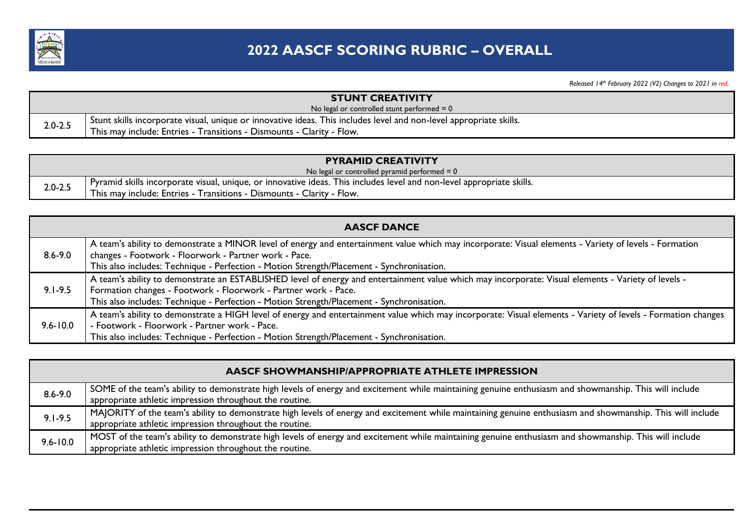# 2022 AASCF SCORING RUBRIC – OVERALL

*Released 14th February 2022 (V2) Changes to 2021 in red.*

| STUNT CREATIVITY<br>No legal or controlled stunt performed = 0 | |
|---|---|
| 2.0-2.5 | Stunt skills incorporate visual, unique or innovative ideas. This includes level and non-level appropriate skills.<br>This may include: Entries - Transitions - Dismounts - Clarity - Flow. |

| PYRAMID CREATIVITY<br>No legal or controlled pyramid performed = 0 | |
|---|---|
| 2.0-2.5 | Pyramid skills incorporate visual, unique, or innovative ideas. This includes level and non-level appropriate skills.<br>This may include: Entries - Transitions - Dismounts - Clarity - Flow. |

| AASCF DANCE | |
|---|---|
| 8.6-9.0 | A team's ability to demonstrate a MINOR level of energy and entertainment value which may incorporate: Visual elements - Variety of levels - Formation changes - Footwork - Floorwork - Partner work - Pace.<br>This also includes: Technique - Perfection - Motion Strength/Placement - Synchronisation. |
| 9.1-9.5 | A team's ability to demonstrate an ESTABLISHED level of energy and entertainment value which may incorporate: Visual elements - Variety of levels - Formation changes - Footwork - Floorwork - Partner work - Pace.<br>This also includes: Technique - Perfection - Motion Strength/Placement - Synchronisation. |
| 9.6-10.0 | A team's ability to demonstrate a HIGH level of energy and entertainment value which may incorporate: Visual elements - Variety of levels - Formation changes - Footwork - Floorwork - Partner work - Pace.<br>This also includes: Technique - Perfection - Motion Strength/Placement - Synchronisation. |

| AASCF SHOWMANSHIP/APPROPRIATE ATHLETE IMPRESSION | |
|---|---|
| 8.6-9.0 | SOME of the team's ability to demonstrate high levels of energy and excitement while maintaining genuine enthusiasm and showmanship. This will include appropriate athletic impression throughout the routine. |
| 9.1-9.5 | MAJORITY of the team's ability to demonstrate high levels of energy and excitement while maintaining genuine enthusiasm and showmanship. This will include appropriate athletic impression throughout the routine. |
| 9.6-10.0 | MOST of the team's ability to demonstrate high levels of energy and excitement while maintaining genuine enthusiasm and showmanship. This will include appropriate athletic impression throughout the routine. |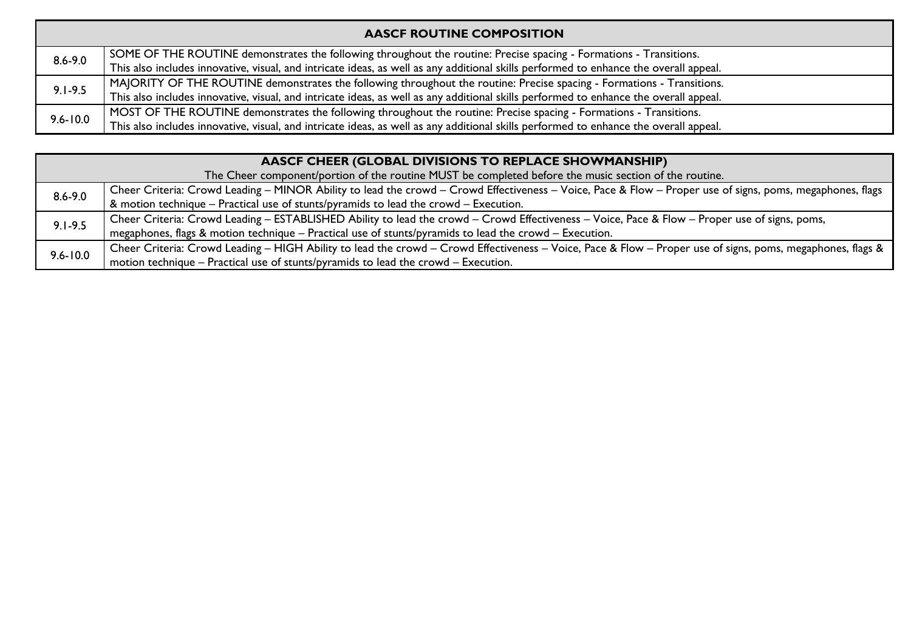| AASCF ROUTINE COMPOSITION | |
|---|---|
| 8.6-9.0 | SOME OF THE ROUTINE demonstrates the following throughout the routine: Precise spacing - Formations - Transitions. This also includes innovative, visual, and intricate ideas, as well as any additional skills performed to enhance the overall appeal. |
| 9.1-9.5 | MAJORITY OF THE ROUTINE demonstrates the following throughout the routine: Precise spacing - Formations - Transitions. This also includes innovative, visual, and intricate ideas, as well as any additional skills performed to enhance the overall appeal. |
| 9.6-10.0 | MOST OF THE ROUTINE demonstrates the following throughout the routine: Precise spacing - Formations - Transitions. This also includes innovative, visual, and intricate ideas, as well as any additional skills performed to enhance the overall appeal. |

| AASCF CHEER (GLOBAL DIVISIONS TO REPLACE SHOWMANSHIP) The Cheer component/portion of the routine MUST be completed before the music section of the routine. | |
|---|---|
| 8.6-9.0 | Cheer Criteria: Crowd Leading – MINOR Ability to lead the crowd – Crowd Effectiveness – Voice, Pace & Flow – Proper use of signs, poms, megaphones, flags & motion technique – Practical use of stunts/pyramids to lead the crowd – Execution. |
| 9.1-9.5 | Cheer Criteria: Crowd Leading – ESTABLISHED Ability to lead the crowd – Crowd Effectiveness – Voice, Pace & Flow – Proper use of signs, poms, megaphones, flags & motion technique – Practical use of stunts/pyramids to lead the crowd – Execution. |
| 9.6-10.0 | Cheer Criteria: Crowd Leading – HIGH Ability to lead the crowd – Crowd Effectiveness – Voice, Pace & Flow – Proper use of signs, poms, megaphones, flags & motion technique – Practical use of stunts/pyramids to lead the crowd – Execution. |